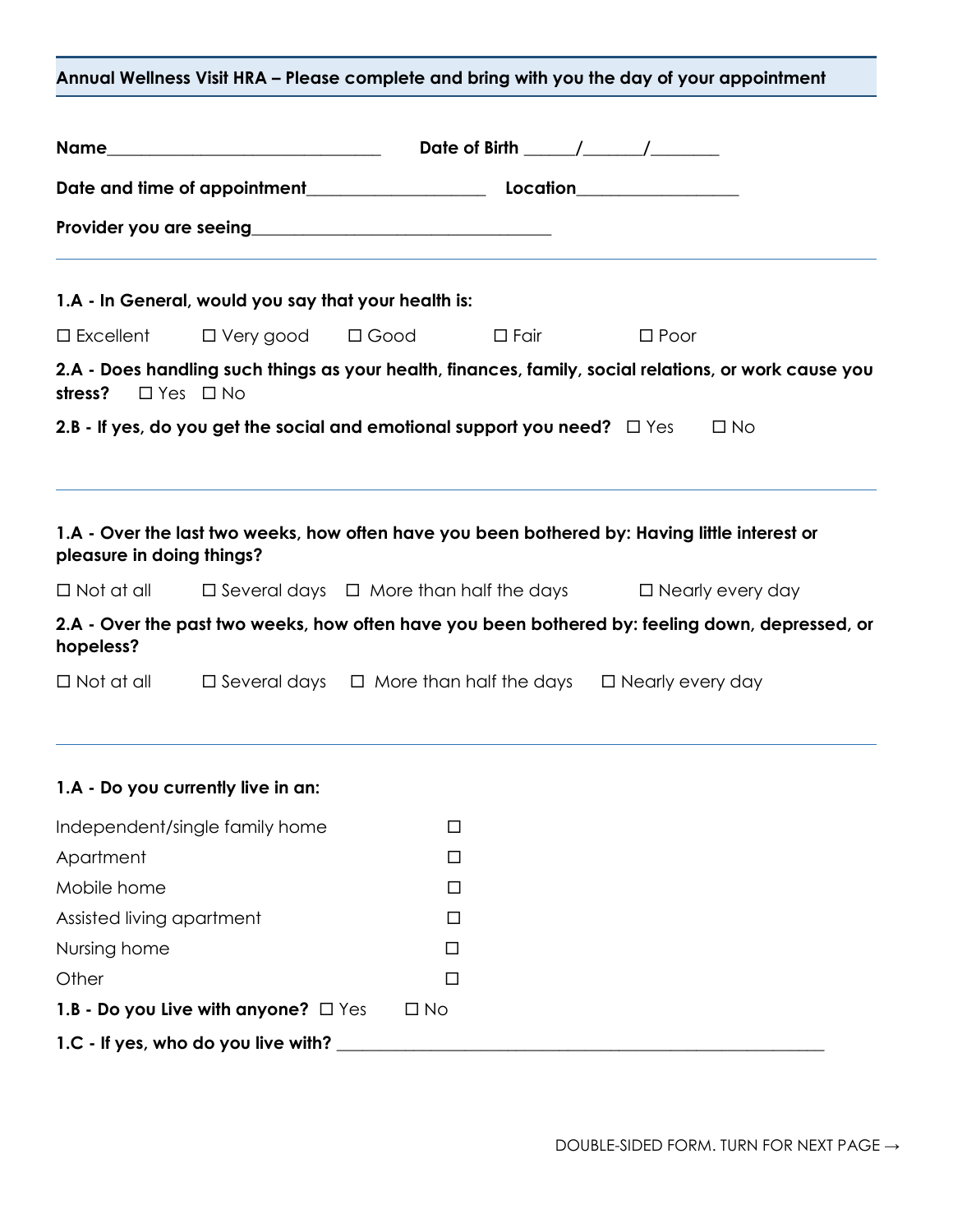## Annual Wellness Visit HRA – Please complete and bring with you the day of your appointment

**Name**_______________________________ **Date of Birth** _____/______/_______

**Date and time of appointment**___________________ **Location**_________________

**Provider you are seeing**_________________________________

---

**1.A - In General, would you say that your health is:**

☐ Excellent ☐ Very good ☐ Good ☐ Fair ☐ Poor

**2.A - Does handling such things as your health, finances, family, social relations, or work cause you stress?** ☐ Yes ☐ No

**2.B - If yes, do you get the social and emotional support you need?** ☐ Yes ☐ No

---

**1.A - Over the last two weeks, how often have you been bothered by: Having little interest or pleasure in doing things?**

☐ Not at all ☐ Several days ☐ More than half the days ☐ Nearly every day

**2.A - Over the past two weeks, how often have you been bothered by: feeling down, depressed, or hopeless?**

☐ Not at all ☐ Several days ☐ More than half the days ☐ Nearly every day

---

**1.A - Do you currently live in an:**

Independent/single family home ☐

Apartment ☐

Mobile home ☐

Assisted living apartment ☐

Nursing home ☐

Other ☐

**1.B - Do you Live with anyone?** ☐ Yes ☐ No

**1.C - If yes, who do you live with?** ________________________________________________________

DOUBLE-SIDED FORM. TURN FOR NEXT PAGE →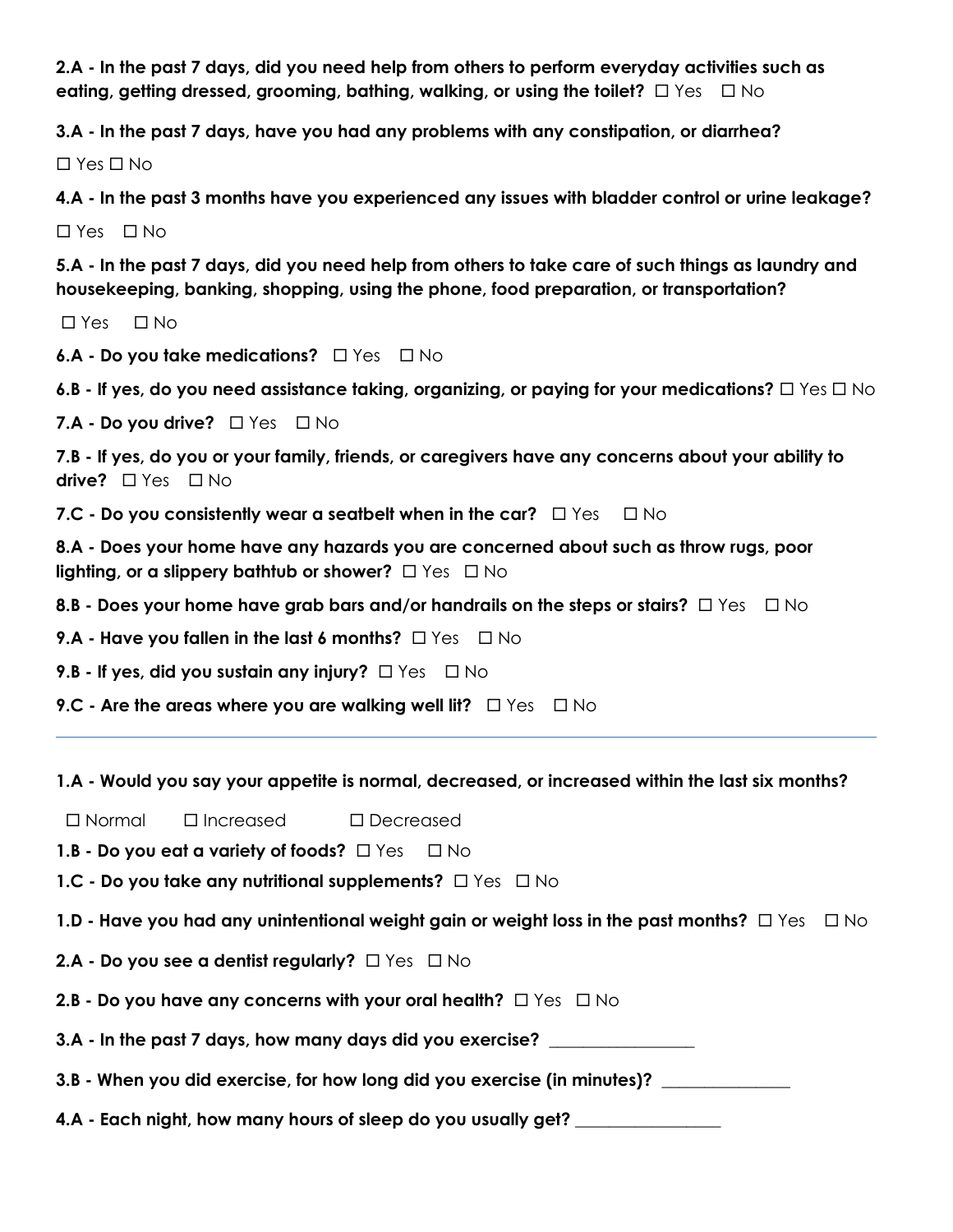**2.A - In the past 7 days, did you need help from others to perform everyday activities such as eating, getting dressed, grooming, bathing, walking, or using the toilet?** ☐ Yes ☐ No

**3.A - In the past 7 days, have you had any problems with any constipation, or diarrhea?**

☐ Yes ☐ No

**4.A - In the past 3 months have you experienced any issues with bladder control or urine leakage?**

☐ Yes ☐ No

**5.A - In the past 7 days, did you need help from others to take care of such things as laundry and housekeeping, banking, shopping, using the phone, food preparation, or transportation?**

☐ Yes ☐ No

**6.A - Do you take medications?** ☐ Yes ☐ No

**6.B - If yes, do you need assistance taking, organizing, or paying for your medications?** ☐ Yes ☐ No

**7.A - Do you drive?** ☐ Yes ☐ No

**7.B - If yes, do you or your family, friends, or caregivers have any concerns about your ability to drive?** ☐ Yes ☐ No

**7.C - Do you consistently wear a seatbelt when in the car?** ☐ Yes ☐ No

**8.A - Does your home have any hazards you are concerned about such as throw rugs, poor lighting, or a slippery bathtub or shower?** ☐ Yes ☐ No

**8.B - Does your home have grab bars and/or handrails on the steps or stairs?** ☐ Yes ☐ No

**9.A - Have you fallen in the last 6 months?** ☐ Yes ☐ No

**9.B - If yes, did you sustain any injury?** ☐ Yes ☐ No

**9.C - Are the areas where you are walking well lit?** ☐ Yes ☐ No

---

**1.A - Would you say your appetite is normal, decreased, or increased within the last six months?**

☐ Normal ☐ Increased ☐ Decreased

**1.B - Do you eat a variety of foods?** ☐ Yes ☐ No

**1.C - Do you take any nutritional supplements?** ☐ Yes ☐ No

**1.D - Have you had any unintentional weight gain or weight loss in the past months?** ☐ Yes ☐ No

**2.A - Do you see a dentist regularly?** ☐ Yes ☐ No

**2.B - Do you have any concerns with your oral health?** ☐ Yes ☐ No

**3.A - In the past 7 days, how many days did you exercise?** ________________

**3.B - When you did exercise, for how long did you exercise (in minutes)?** ______________

**4.A - Each night, how many hours of sleep do you usually get?** ________________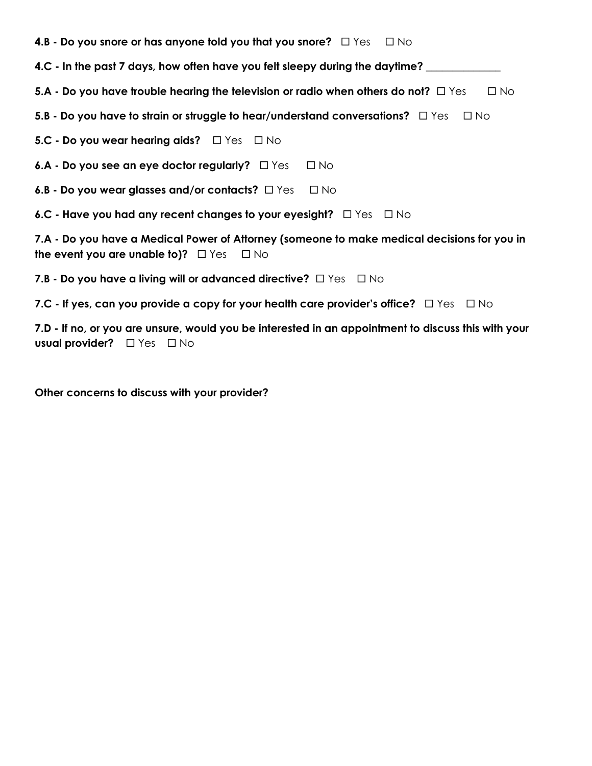**4.B - Do you snore or has anyone told you that you snore?** ☐ Yes ☐ No

**4.C - In the past 7 days, how often have you felt sleepy during the daytime?** _______________

**5.A - Do you have trouble hearing the television or radio when others do not?** ☐ Yes ☐ No

**5.B - Do you have to strain or struggle to hear/understand conversations?** ☐ Yes ☐ No

**5.C - Do you wear hearing aids?** ☐ Yes ☐ No

**6.A - Do you see an eye doctor regularly?** ☐ Yes ☐ No

**6.B - Do you wear glasses and/or contacts?** ☐ Yes ☐ No

**6.C - Have you had any recent changes to your eyesight?** ☐ Yes ☐ No

**7.A - Do you have a Medical Power of Attorney (someone to make medical decisions for you in the event you are unable to)?** ☐ Yes ☐ No

**7.B - Do you have a living will or advanced directive?** ☐ Yes ☐ No

**7.C - If yes, can you provide a copy for your health care provider's office?** ☐ Yes ☐ No

**7.D - If no, or you are unsure, would you be interested in an appointment to discuss this with your usual provider?** ☐ Yes ☐ No

**Other concerns to discuss with your provider?**